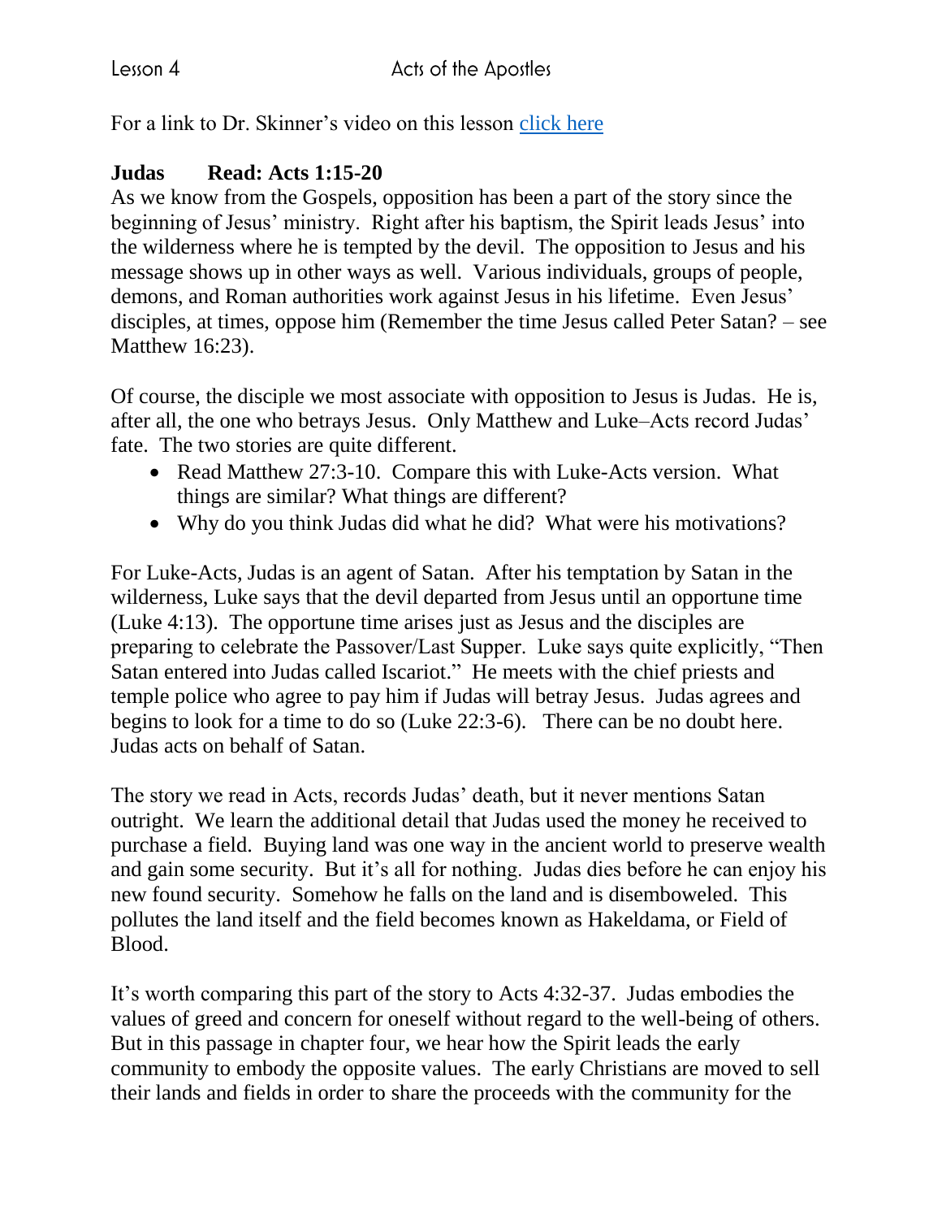Lesson 4 Acts of the Apostles

For a link to Dr. Skinner's video on this lesson [click here]

**Judas Read: Acts 1:15-20**

As we know from the Gospels, opposition has been a part of the story since the beginning of Jesus' ministry. Right after his baptism, the Spirit leads Jesus' into the wilderness where he is tempted by the devil. The opposition to Jesus and his message shows up in other ways as well. Various individuals, groups of people, demons, and Roman authorities work against Jesus in his lifetime. Even Jesus' disciples, at times, oppose him (Remember the time Jesus called Peter Satan? – see Matthew 16:23).

Of course, the disciple we most associate with opposition to Jesus is Judas. He is, after all, the one who betrays Jesus. Only Matthew and Luke–Acts record Judas' fate. The two stories are quite different.

- Read Matthew 27:3-10. Compare this with Luke-Acts version. What things are similar? What things are different?
- Why do you think Judas did what he did? What were his motivations?

For Luke-Acts, Judas is an agent of Satan. After his temptation by Satan in the wilderness, Luke says that the devil departed from Jesus until an opportune time (Luke 4:13). The opportune time arises just as Jesus and the disciples are preparing to celebrate the Passover/Last Supper. Luke says quite explicitly, "Then Satan entered into Judas called Iscariot." He meets with the chief priests and temple police who agree to pay him if Judas will betray Jesus. Judas agrees and begins to look for a time to do so (Luke 22:3-6). There can be no doubt here. Judas acts on behalf of Satan.

The story we read in Acts, records Judas' death, but it never mentions Satan outright. We learn the additional detail that Judas used the money he received to purchase a field. Buying land was one way in the ancient world to preserve wealth and gain some security. But it's all for nothing. Judas dies before he can enjoy his new found security. Somehow he falls on the land and is disemboweled. This pollutes the land itself and the field becomes known as Hakeldama, or Field of Blood.

It's worth comparing this part of the story to Acts 4:32-37. Judas embodies the values of greed and concern for oneself without regard to the well-being of others. But in this passage in chapter four, we hear how the Spirit leads the early community to embody the opposite values. The early Christians are moved to sell their lands and fields in order to share the proceeds with the community for the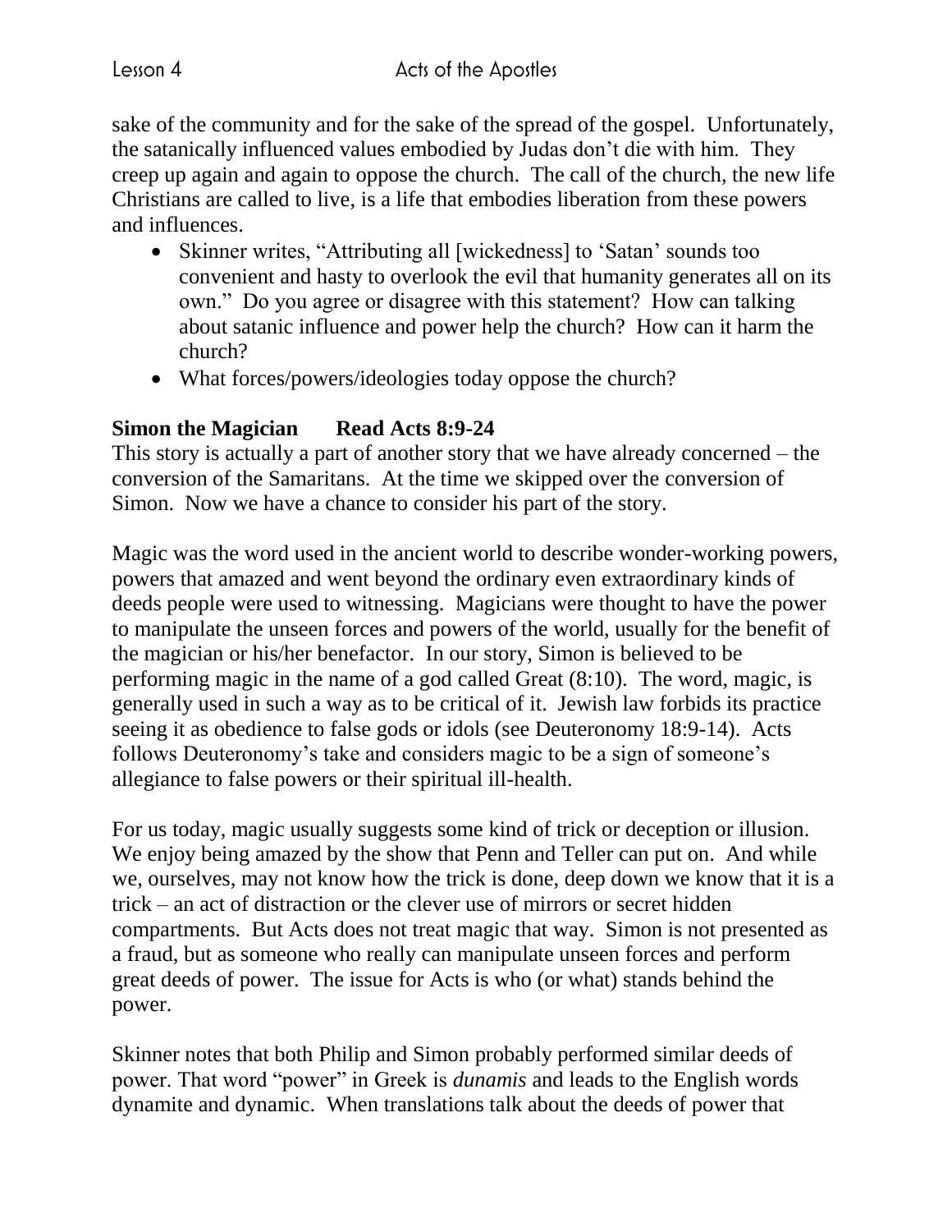sake of the community and for the sake of the spread of the gospel. Unfortunately, the satanically influenced values embodied by Judas don't die with him. They creep up again and again to oppose the church. The call of the church, the new life Christians are called to live, is a life that embodies liberation from these powers and influences.

- Skinner writes, "Attributing all [wickedness] to 'Satan' sounds too convenient and hasty to overlook the evil that humanity generates all on its own." Do you agree or disagree with this statement? How can talking about satanic influence and power help the church? How can it harm the church?
- What forces/powers/ideologies today oppose the church?

**Simon the Magician Read Acts 8:9-24**

This story is actually a part of another story that we have already concerned – the conversion of the Samaritans. At the time we skipped over the conversion of Simon. Now we have a chance to consider his part of the story.

Magic was the word used in the ancient world to describe wonder-working powers, powers that amazed and went beyond the ordinary even extraordinary kinds of deeds people were used to witnessing. Magicians were thought to have the power to manipulate the unseen forces and powers of the world, usually for the benefit of the magician or his/her benefactor. In our story, Simon is believed to be performing magic in the name of a god called Great (8:10). The word, magic, is generally used in such a way as to be critical of it. Jewish law forbids its practice seeing it as obedience to false gods or idols (see Deuteronomy 18:9-14). Acts follows Deuteronomy's take and considers magic to be a sign of someone's allegiance to false powers or their spiritual ill-health.

For us today, magic usually suggests some kind of trick or deception or illusion. We enjoy being amazed by the show that Penn and Teller can put on. And while we, ourselves, may not know how the trick is done, deep down we know that it is a trick – an act of distraction or the clever use of mirrors or secret hidden compartments. But Acts does not treat magic that way. Simon is not presented as a fraud, but as someone who really can manipulate unseen forces and perform great deeds of power. The issue for Acts is who (or what) stands behind the power.

Skinner notes that both Philip and Simon probably performed similar deeds of power. That word "power" in Greek is *dunamis* and leads to the English words dynamite and dynamic. When translations talk about the deeds of power that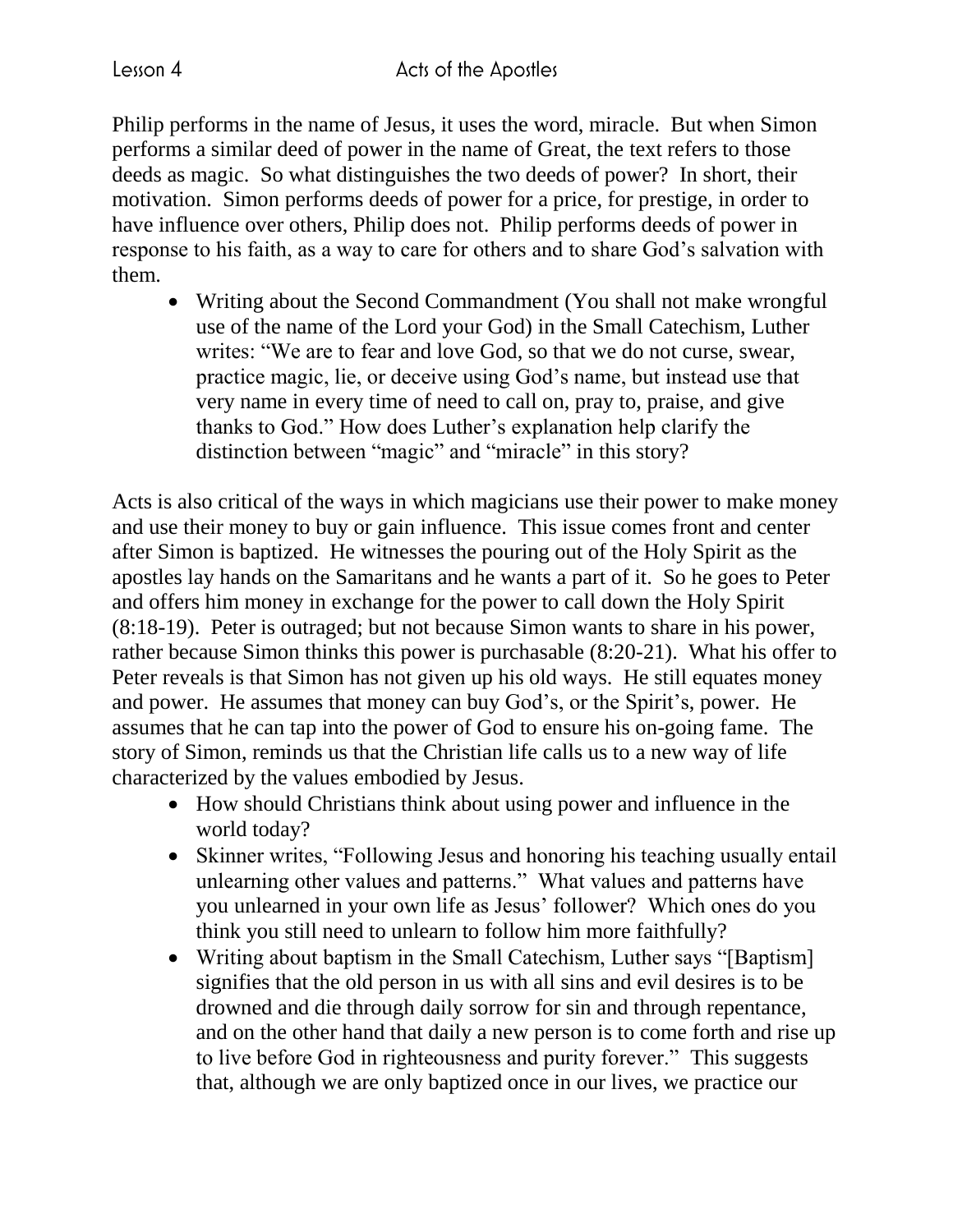Philip performs in the name of Jesus, it uses the word, miracle. But when Simon performs a similar deed of power in the name of Great, the text refers to those deeds as magic. So what distinguishes the two deeds of power? In short, their motivation. Simon performs deeds of power for a price, for prestige, in order to have influence over others, Philip does not. Philip performs deeds of power in response to his faith, as a way to care for others and to share God's salvation with them.

- Writing about the Second Commandment (You shall not make wrongful use of the name of the Lord your God) in the Small Catechism, Luther writes: "We are to fear and love God, so that we do not curse, swear, practice magic, lie, or deceive using God's name, but instead use that very name in every time of need to call on, pray to, praise, and give thanks to God." How does Luther's explanation help clarify the distinction between "magic" and "miracle" in this story?

Acts is also critical of the ways in which magicians use their power to make money and use their money to buy or gain influence. This issue comes front and center after Simon is baptized. He witnesses the pouring out of the Holy Spirit as the apostles lay hands on the Samaritans and he wants a part of it. So he goes to Peter and offers him money in exchange for the power to call down the Holy Spirit (8:18-19). Peter is outraged; but not because Simon wants to share in his power, rather because Simon thinks this power is purchasable (8:20-21). What his offer to Peter reveals is that Simon has not given up his old ways. He still equates money and power. He assumes that money can buy God's, or the Spirit's, power. He assumes that he can tap into the power of God to ensure his on-going fame. The story of Simon, reminds us that the Christian life calls us to a new way of life characterized by the values embodied by Jesus.

- How should Christians think about using power and influence in the world today?
- Skinner writes, "Following Jesus and honoring his teaching usually entail unlearning other values and patterns." What values and patterns have you unlearned in your own life as Jesus' follower? Which ones do you think you still need to unlearn to follow him more faithfully?
- Writing about baptism in the Small Catechism, Luther says "[Baptism] signifies that the old person in us with all sins and evil desires is to be drowned and die through daily sorrow for sin and through repentance, and on the other hand that daily a new person is to come forth and rise up to live before God in righteousness and purity forever." This suggests that, although we are only baptized once in our lives, we practice our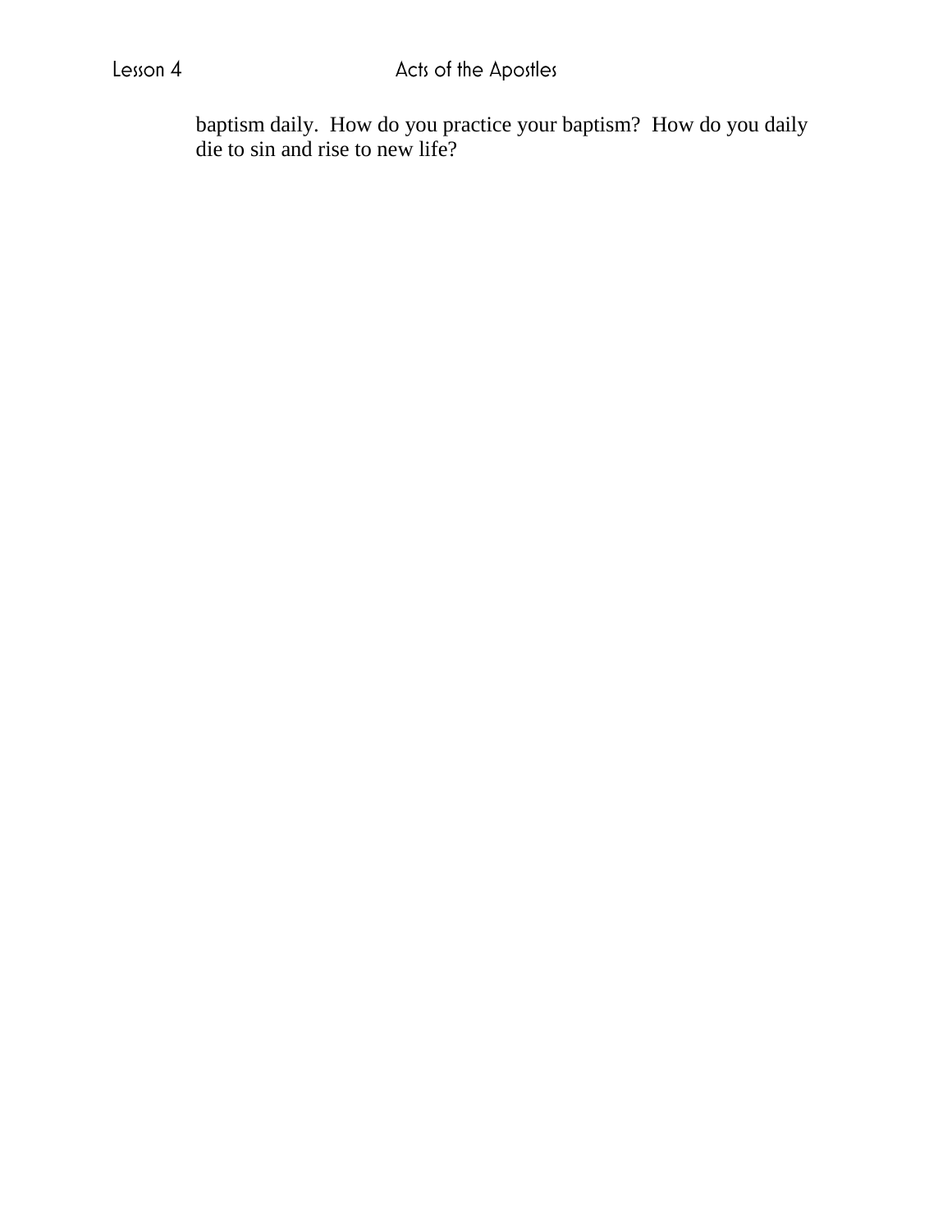baptism daily. How do you practice your baptism? How do you daily die to sin and rise to new life?